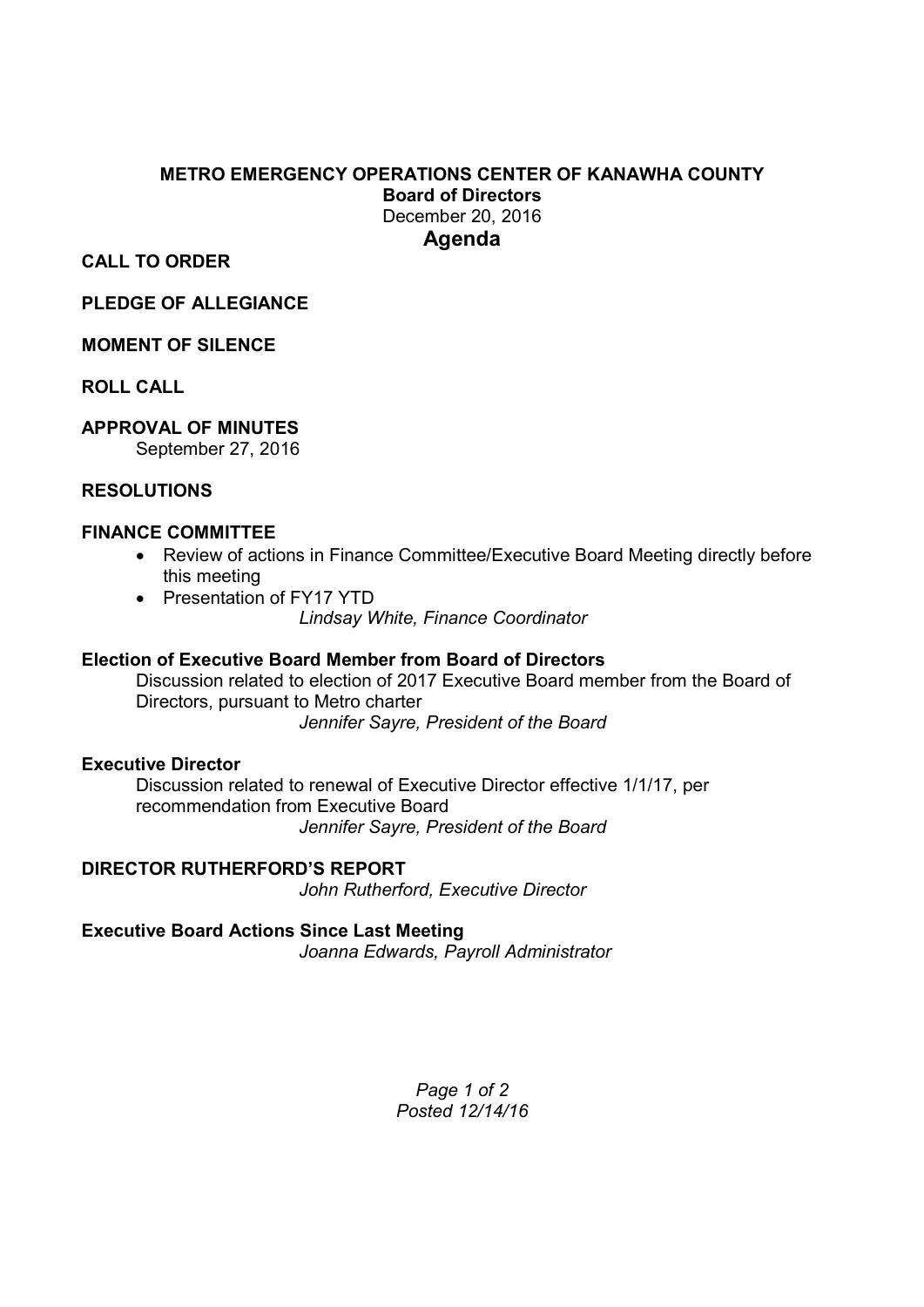**METRO EMERGENCY OPERATIONS CENTER OF KANAWHA COUNTY**
**Board of Directors**
December 20, 2016

# Agenda

**CALL TO ORDER**

**PLEDGE OF ALLEGIANCE**

**MOMENT OF SILENCE**

**ROLL CALL**

**APPROVAL OF MINUTES**

September 27, 2016

**RESOLUTIONS**

**FINANCE COMMITTEE**

- Review of actions in Finance Committee/Executive Board Meeting directly before this meeting
- Presentation of FY17 YTD

*Lindsay White, Finance Coordinator*

**Election of Executive Board Member from Board of Directors**

Discussion related to election of 2017 Executive Board member from the Board of Directors, pursuant to Metro charter

*Jennifer Sayre, President of the Board*

**Executive Director**

Discussion related to renewal of Executive Director effective 1/1/17, per recommendation from Executive Board

*Jennifer Sayre, President of the Board*

**DIRECTOR RUTHERFORD'S REPORT**

*John Rutherford, Executive Director*

**Executive Board Actions Since Last Meeting**

*Joanna Edwards, Payroll Administrator*

*Posted 12/14/16*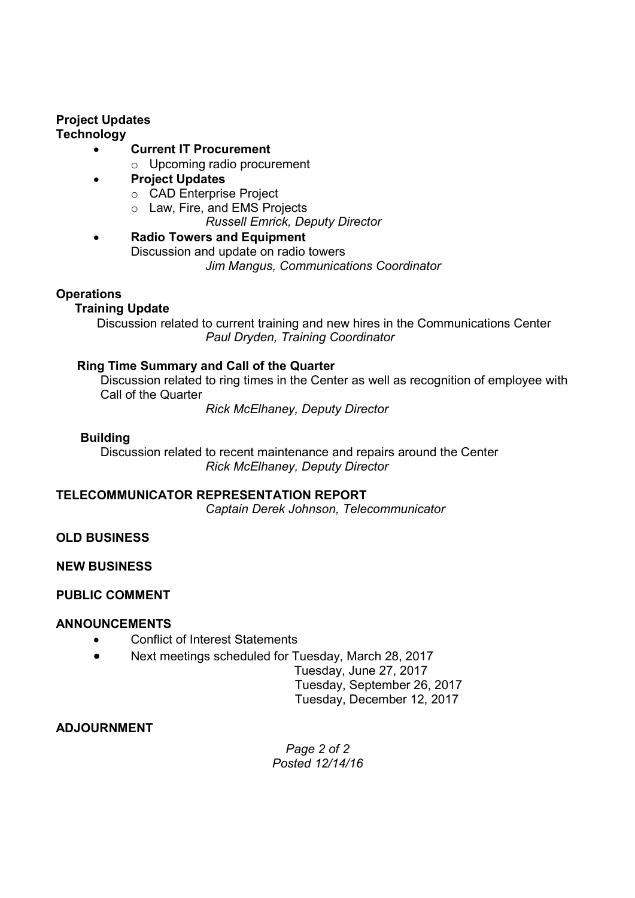**Project Updates**
**Technology**

- **Current IT Procurement**
  - Upcoming radio procurement
- **Project Updates**
  - CAD Enterprise Project
  - Law, Fire, and EMS Projects

  *Russell Emrick, Deputy Director*
- **Radio Towers and Equipment**

  Discussion and update on radio towers

  *Jim Mangus, Communications Coordinator*

**Operations**

**Training Update**

Discussion related to current training and new hires in the Communications Center

*Paul Dryden, Training Coordinator*

**Ring Time Summary and Call of the Quarter**

Discussion related to ring times in the Center as well as recognition of employee with Call of the Quarter

*Rick McElhaney, Deputy Director*

**Building**

Discussion related to recent maintenance and repairs around the Center

*Rick McElhaney, Deputy Director*

**TELECOMMUNICATOR REPRESENTATION REPORT**

*Captain Derek Johnson, Telecommunicator*

**OLD BUSINESS**

**NEW BUSINESS**

**PUBLIC COMMENT**

**ANNOUNCEMENTS**

- Conflict of Interest Statements
- Next meetings scheduled for Tuesday, March 28, 2017

  Tuesday, June 27, 2017

  Tuesday, September 26, 2017

  Tuesday, December 12, 2017

**ADJOURNMENT**

*Posted 12/14/16*